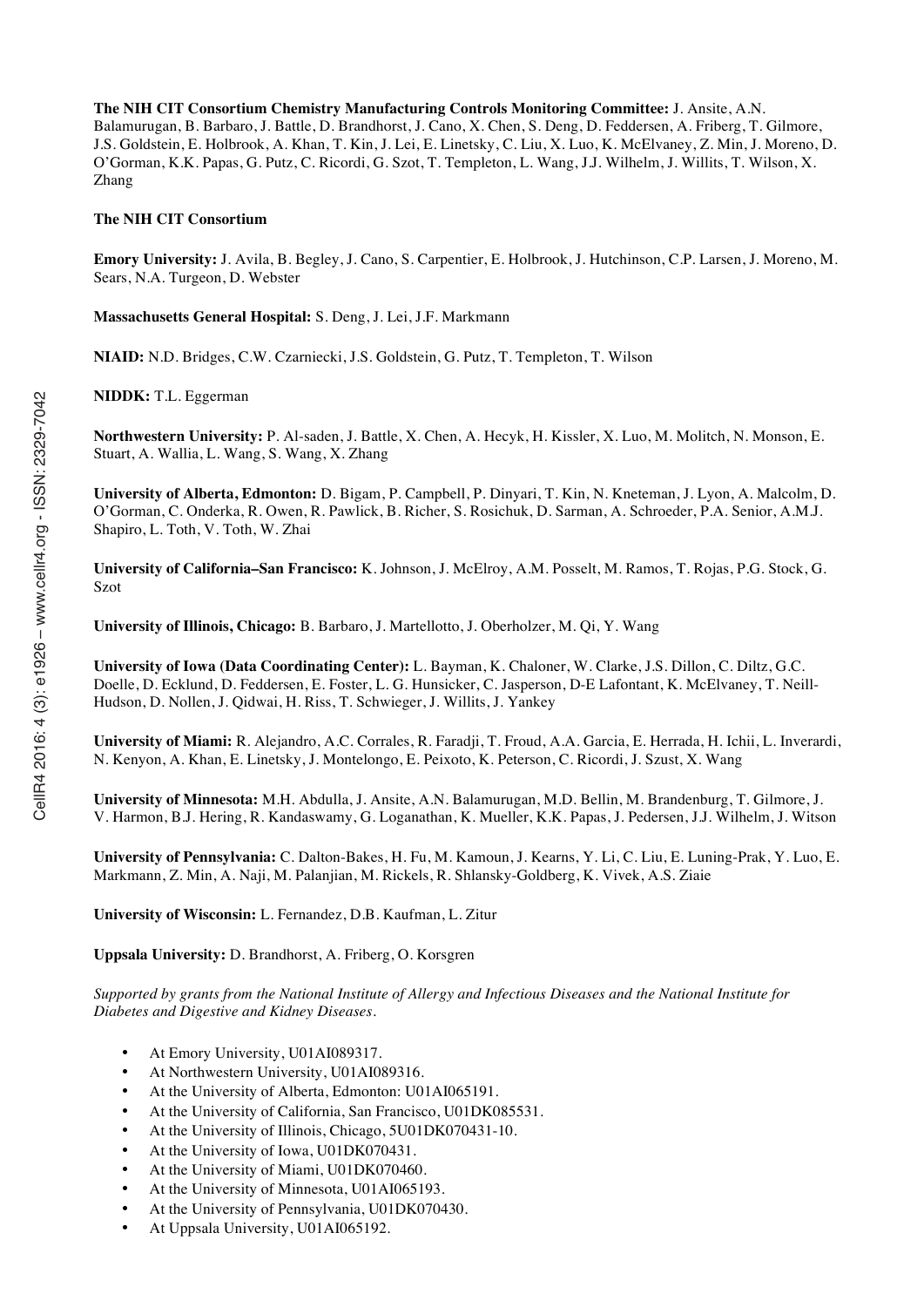**The NIH CIT Consortium Chemistry Manufacturing Controls Monitoring Committee:** J. Ansite, A.N. Balamurugan, B. Barbaro, J. Battle, D. Brandhorst, J. Cano, X. Chen, S. Deng, D. Feddersen, A. Friberg, T. Gilmore, J.S. Goldstein, E. Holbrook, A. Khan, T. Kin, J. Lei, E. Linetsky, C. Liu, X. Luo, K. McElvaney, Z. Min, J. Moreno, D. O'Gorman, K.K. Papas, G. Putz, C. Ricordi, G. Szot, T. Templeton, L. Wang, J.J. Wilhelm, J. Willits, T. Wilson, X. Zhang

**The NIH CIT Consortium**

**Emory University:** J. Avila, B. Begley, J. Cano, S. Carpentier, E. Holbrook, J. Hutchinson, C.P. Larsen, J. Moreno, M. Sears, N.A. Turgeon, D. Webster

**Massachusetts General Hospital:** S. Deng, J. Lei, J.F. Markmann

**NIAID:** N.D. Bridges, C.W. Czarniecki, J.S. Goldstein, G. Putz, T. Templeton, T. Wilson

**NIDDK:** T.L. Eggerman

**Northwestern University:** P. Al-saden, J. Battle, X. Chen, A. Hecyk, H. Kissler, X. Luo, M. Molitch, N. Monson, E. Stuart, A. Wallia, L. Wang, S. Wang, X. Zhang

**University of Alberta, Edmonton:** D. Bigam, P. Campbell, P. Dinyari, T. Kin, N. Kneteman, J. Lyon, A. Malcolm, D. O'Gorman, C. Onderka, R. Owen, R. Pawlick, B. Richer, S. Rosichuk, D. Sarman, A. Schroeder, P.A. Senior, A.M.J. Shapiro, L. Toth, V. Toth, W. Zhai

**University of California–San Francisco:** K. Johnson, J. McElroy, A.M. Posselt, M. Ramos, T. Rojas, P.G. Stock, G. Szot

**University of Illinois, Chicago:** B. Barbaro, J. Martellotto, J. Oberholzer, M. Qi, Y. Wang

**University of Iowa (Data Coordinating Center):** L. Bayman, K. Chaloner, W. Clarke, J.S. Dillon, C. Diltz, G.C. Doelle, D. Ecklund, D. Feddersen, E. Foster, L. G. Hunsicker, C. Jasperson, D-E Lafontant, K. McElvaney, T. Neill-Hudson, D. Nollen, J. Qidwai, H. Riss, T. Schwieger, J. Willits, J. Yankey

**University of Miami:** R. Alejandro, A.C. Corrales, R. Faradji, T. Froud, A.A. Garcia, E. Herrada, H. Ichii, L. Inverardi, N. Kenyon, A. Khan, E. Linetsky, J. Montelongo, E. Peixoto, K. Peterson, C. Ricordi, J. Szust, X. Wang

**University of Minnesota:** M.H. Abdulla, J. Ansite, A.N. Balamurugan, M.D. Bellin, M. Brandenburg, T. Gilmore, J. V. Harmon, B.J. Hering, R. Kandaswamy, G. Loganathan, K. Mueller, K.K. Papas, J. Pedersen, J.J. Wilhelm, J. Witson

**University of Pennsylvania:** C. Dalton-Bakes, H. Fu, M. Kamoun, J. Kearns, Y. Li, C. Liu, E. Luning-Prak, Y. Luo, E. Markmann, Z. Min, A. Naji, M. Palanjian, M. Rickels, R. Shlansky-Goldberg, K. Vivek, A.S. Ziaie

**University of Wisconsin:** L. Fernandez, D.B. Kaufman, L. Zitur

**Uppsala University:** D. Brandhorst, A. Friberg, O. Korsgren

*Supported by grants from the National Institute of Allergy and Infectious Diseases and the National Institute for Diabetes and Digestive and Kidney Diseases.*

- At Emory University, U01AI089317.
- At Northwestern University, U01AI089316.
- At the University of Alberta, Edmonton: U01AI065191.
- At the University of California, San Francisco, U01DK085531.
- At the University of Illinois, Chicago, 5U01DK070431-10.
- At the University of Iowa, U01DK070431.
- At the University of Miami, U01DK070460.
- At the University of Minnesota, U01AI065193.
- At the University of Pennsylvania, U01DK070430.
- At Uppsala University, U01AI065192.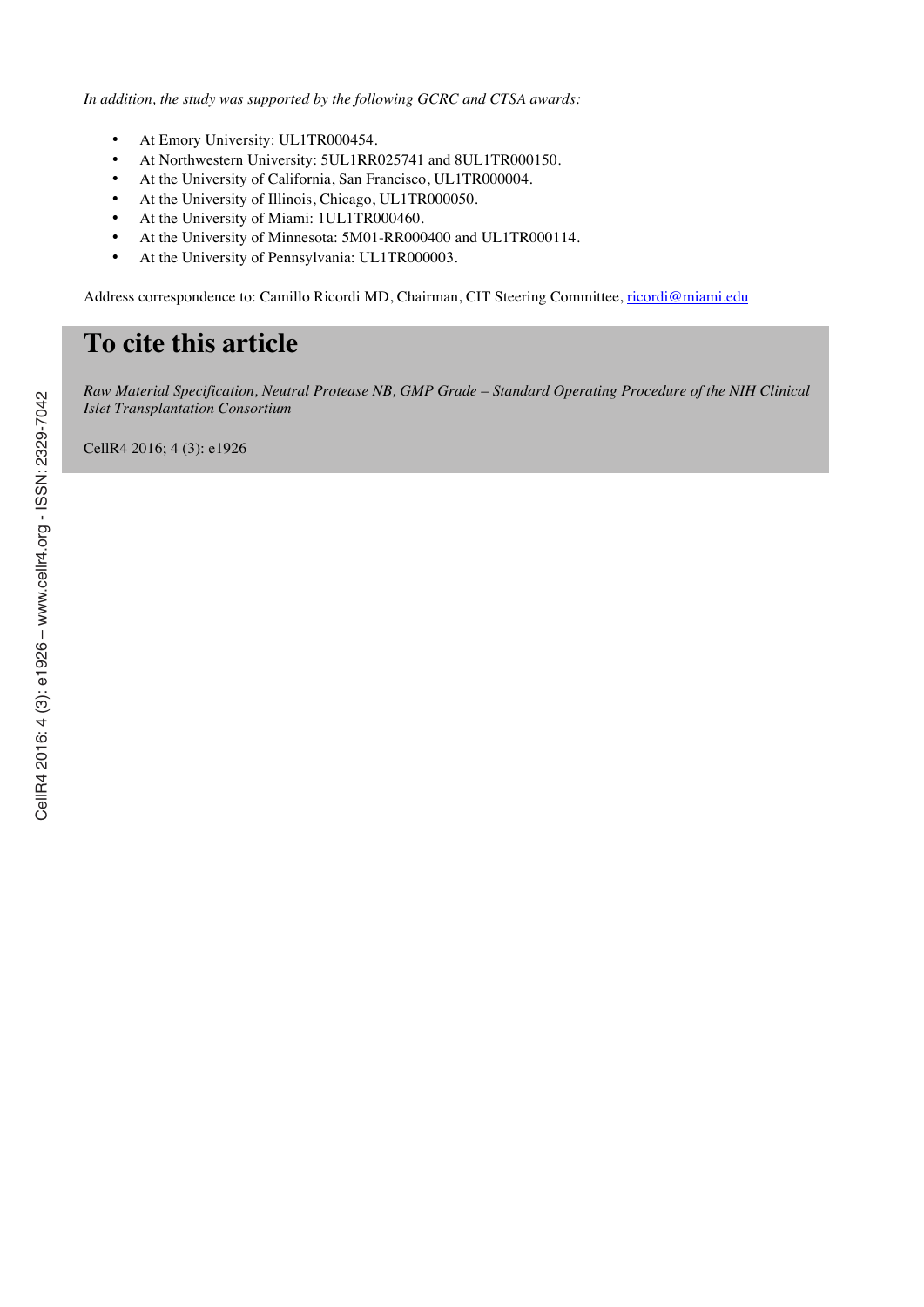*In addition, the study was supported by the following GCRC and CTSA awards:*

- At Emory University: UL1TR000454.
- At Northwestern University: 5UL1RR025741 and 8UL1TR000150.
- At the University of California, San Francisco, UL1TR000004.
- At the University of Illinois, Chicago, UL1TR000050.
- At the University of Miami: 1UL1TR000460.
- At the University of Minnesota: 5M01-RR000400 and UL1TR000114.
- At the University of Pennsylvania: UL1TR000003.

Address correspondence to: Camillo Ricordi MD, Chairman, CIT Steering Committee, ricordi@miami.edu

# To cite this article

*Raw Material Specification, Neutral Protease NB, GMP Grade – Standard Operating Procedure of the NIH Clinical Islet Transplantation Consortium*

CellR4 2016; 4 (3): e1926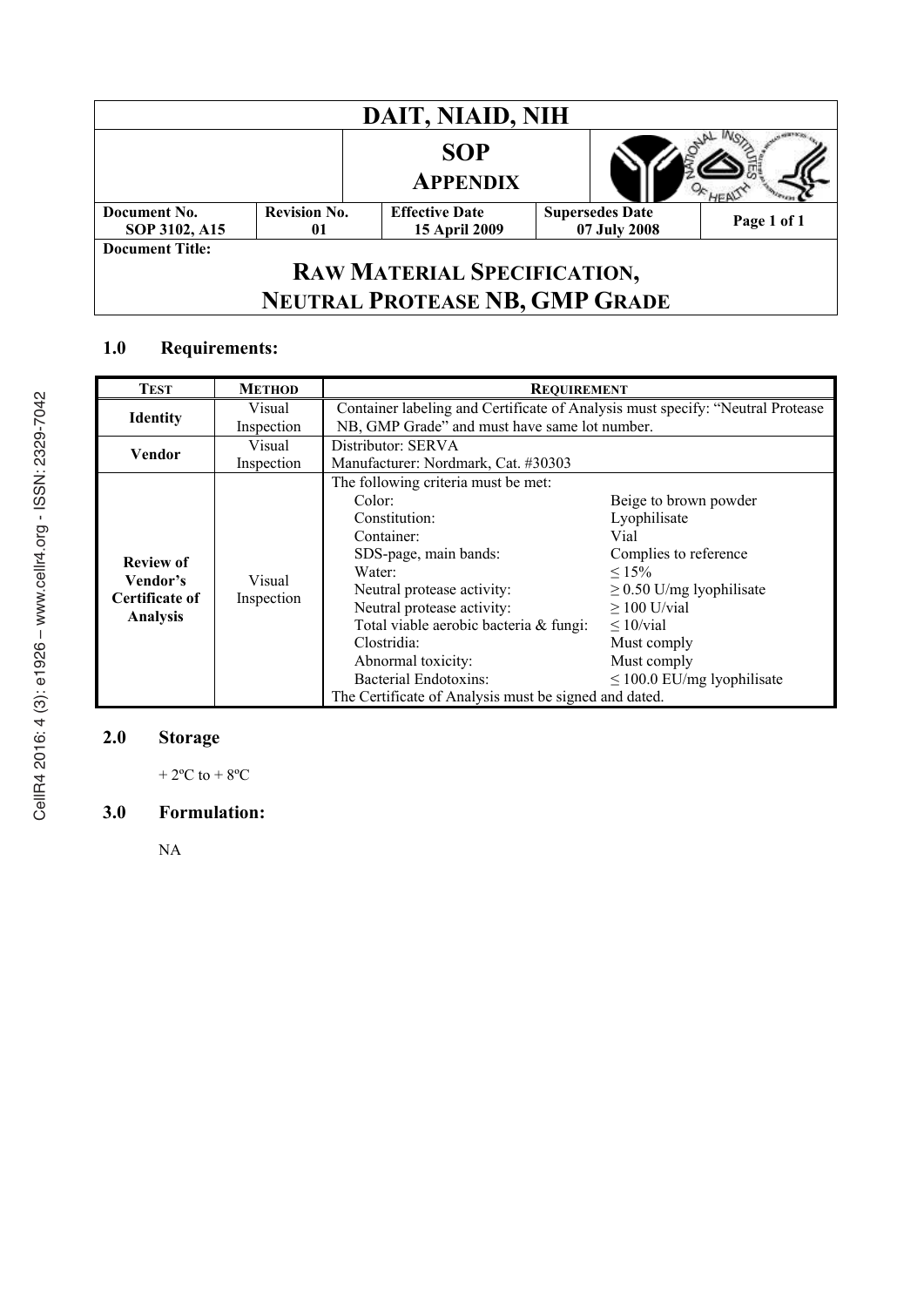| DAIT, NIAID, NIH | | | | |
|---|---|---|---|---|
| | | SOP<br>APPENDIX | | |
| **Document No.**<br>**SOP 3102, A15** | **Revision No.**<br>**01** | **Effective Date**<br>**15 April 2009** | **Supersedes Date**<br>**07 July 2008** | **Page 1 of 1** |

**Document Title:**

# RAW MATERIAL SPECIFICATION, NEUTRAL PROTEASE NB, GMP GRADE

## 1.0 Requirements:

| TEST | METHOD | REQUIREMENT |
|---|---|---|
| **Identity** | Visual Inspection | Container labeling and Certificate of Analysis must specify: "Neutral Protease NB, GMP Grade" and must have same lot number. |
| **Vendor** | Visual Inspection | Distributor: SERVA<br>Manufacturer: Nordmark, Cat. #30303 |
| **Review of Vendor's Certificate of Analysis** | Visual Inspection | The following criteria must be met:<br>Color: Beige to brown powder<br>Constitution: Lyophilisate<br>Container: Vial<br>SDS-page, main bands: Complies to reference<br>Water: ≤ 15%<br>Neutral protease activity: ≥ 0.50 U/mg lyophilisate<br>Neutral protease activity: ≥ 100 U/vial<br>Total viable aerobic bacteria & fungi: ≤ 10/vial<br>Clostridia: Must comply<br>Abnormal toxicity: Must comply<br>Bacterial Endotoxins: ≤ 100.0 EU/mg lyophilisate<br>The Certificate of Analysis must be signed and dated. |

## 2.0 Storage

+ 2ºC to + 8ºC

## 3.0 Formulation:

NA